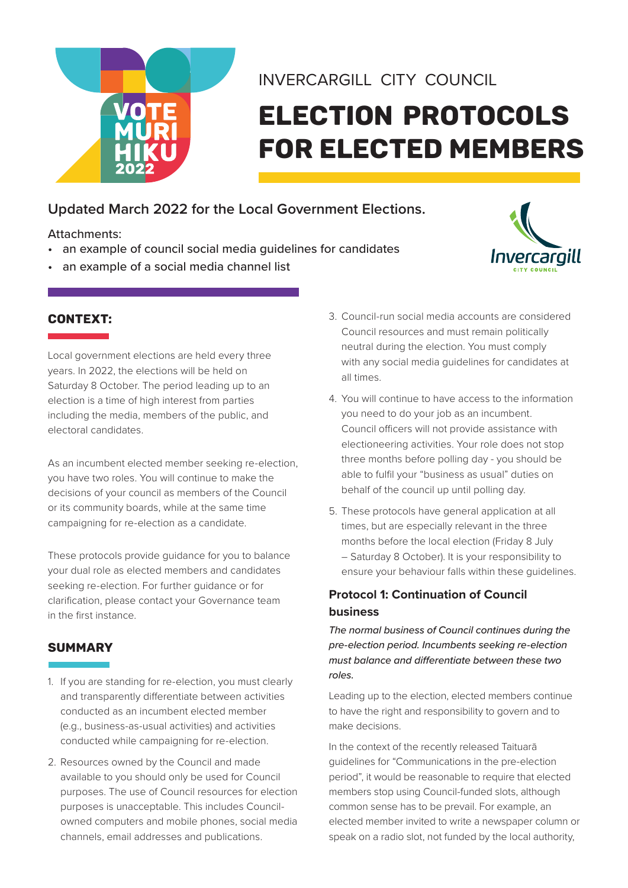INVERCARGILL CITY COUNCIL

# ELECTION PROTOCOLS FOR ELECTED MEMBERS

## Updated March 2022 for the Local Government Elections.

Attachments:

- an example of council social media guidelines for candidates
- an example of a social media channel list

## CONTEXT:

Local government elections are held every three years. In 2022, the elections will be held on Saturday 8 October. The period leading up to an election is a time of high interest from parties including the media, members of the public, and electoral candidates.

As an incumbent elected member seeking re-election, you have two roles. You will continue to make the decisions of your council as members of the Council or its community boards, while at the same time campaigning for re-election as a candidate.

These protocols provide guidance for you to balance your dual role as elected members and candidates seeking re-election. For further guidance or for clarification, please contact your Governance team in the first instance.

## SUMMARY

1. If you are standing for re-election, you must clearly and transparently differentiate between activities conducted as an incumbent elected member (e.g., business-as-usual activities) and activities conducted while campaigning for re-election.
2. Resources owned by the Council and made available to you should only be used for Council purposes. The use of Council resources for election purposes is unacceptable. This includes Council-owned computers and mobile phones, social media channels, email addresses and publications.
3. Council-run social media accounts are considered Council resources and must remain politically neutral during the election. You must comply with any social media guidelines for candidates at all times.
4. You will continue to have access to the information you need to do your job as an incumbent. Council officers will not provide assistance with electioneering activities. Your role does not stop three months before polling day - you should be able to fulfil your "business as usual" duties on behalf of the council up until polling day.
5. These protocols have general application at all times, but are especially relevant in the three months before the local election (Friday 8 July – Saturday 8 October). It is your responsibility to ensure your behaviour falls within these guidelines.

### Protocol 1: Continuation of Council business

*The normal business of Council continues during the pre-election period. Incumbents seeking re-election must balance and differentiate between these two roles.*

Leading up to the election, elected members continue to have the right and responsibility to govern and to make decisions.

In the context of the recently released Taituarā guidelines for "Communications in the pre-election period", it would be reasonable to require that elected members stop using Council-funded slots, although common sense has to be prevail. For example, an elected member invited to write a newspaper column or speak on a radio slot, not funded by the local authority,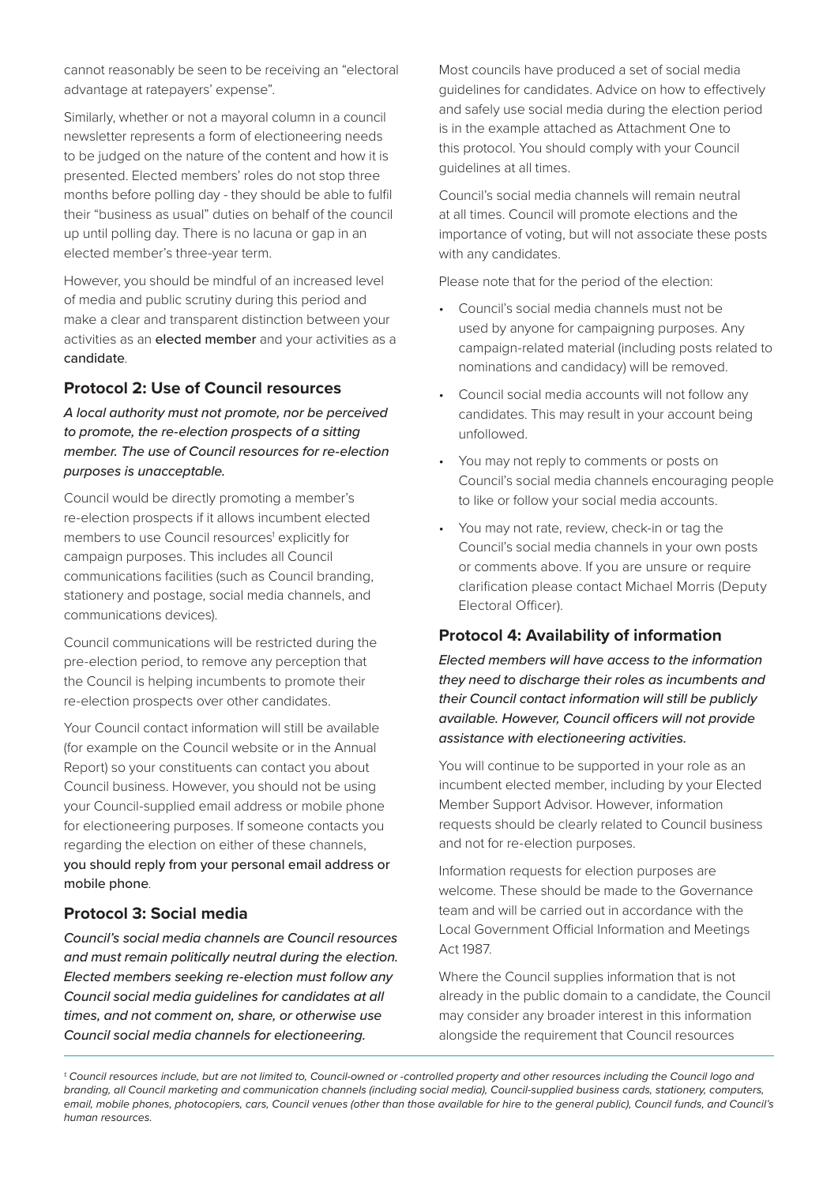cannot reasonably be seen to be receiving an "electoral advantage at ratepayers' expense".

Similarly, whether or not a mayoral column in a council newsletter represents a form of electioneering needs to be judged on the nature of the content and how it is presented. Elected members' roles do not stop three months before polling day - they should be able to fulfil their "business as usual" duties on behalf of the council up until polling day. There is no lacuna or gap in an elected member's three-year term.

However, you should be mindful of an increased level of media and public scrutiny during this period and make a clear and transparent distinction between your activities as an elected member and your activities as a candidate.

### Protocol 2: Use of Council resources

***A local authority must not promote, nor be perceived to promote, the re-election prospects of a sitting member. The use of Council resources for re-election purposes is unacceptable.***

Council would be directly promoting a member's re-election prospects if it allows incumbent elected members to use Council resources[1] explicitly for campaign purposes. This includes all Council communications facilities (such as Council branding, stationery and postage, social media channels, and communications devices).

Council communications will be restricted during the pre-election period, to remove any perception that the Council is helping incumbents to promote their re-election prospects over other candidates.

Your Council contact information will still be available (for example on the Council website or in the Annual Report) so your constituents can contact you about Council business. However, you should not be using your Council-supplied email address or mobile phone for electioneering purposes. If someone contacts you regarding the election on either of these channels, you should reply from your personal email address or mobile phone.

### Protocol 3: Social media

***Council's social media channels are Council resources and must remain politically neutral during the election. Elected members seeking re-election must follow any Council social media guidelines for candidates at all times, and not comment on, share, or otherwise use Council social media channels for electioneering.***

Most councils have produced a set of social media guidelines for candidates. Advice on how to effectively and safely use social media during the election period is in the example attached as Attachment One to this protocol. You should comply with your Council guidelines at all times.

Council's social media channels will remain neutral at all times. Council will promote elections and the importance of voting, but will not associate these posts with any candidates.

Please note that for the period of the election:

- Council's social media channels must not be used by anyone for campaigning purposes. Any campaign-related material (including posts related to nominations and candidacy) will be removed.
- Council social media accounts will not follow any candidates. This may result in your account being unfollowed.
- You may not reply to comments or posts on Council's social media channels encouraging people to like or follow your social media accounts.
- You may not rate, review, check-in or tag the Council's social media channels in your own posts or comments above. If you are unsure or require clarification please contact Michael Morris (Deputy Electoral Officer).

### Protocol 4: Availability of information

***Elected members will have access to the information they need to discharge their roles as incumbents and their Council contact information will still be publicly available. However, Council officers will not provide assistance with electioneering activities.***

You will continue to be supported in your role as an incumbent elected member, including by your Elected Member Support Advisor. However, information requests should be clearly related to Council business and not for re-election purposes.

Information requests for election purposes are welcome. These should be made to the Governance team and will be carried out in accordance with the Local Government Official Information and Meetings Act 1987.

Where the Council supplies information that is not already in the public domain to a candidate, the Council may consider any broader interest in this information alongside the requirement that Council resources

*[1] Council resources include, but are not limited to, Council-owned or -controlled property and other resources including the Council logo and branding, all Council marketing and communication channels (including social media), Council-supplied business cards, stationery, computers, email, mobile phones, photocopiers, cars, Council venues (other than those available for hire to the general public), Council funds, and Council's human resources.*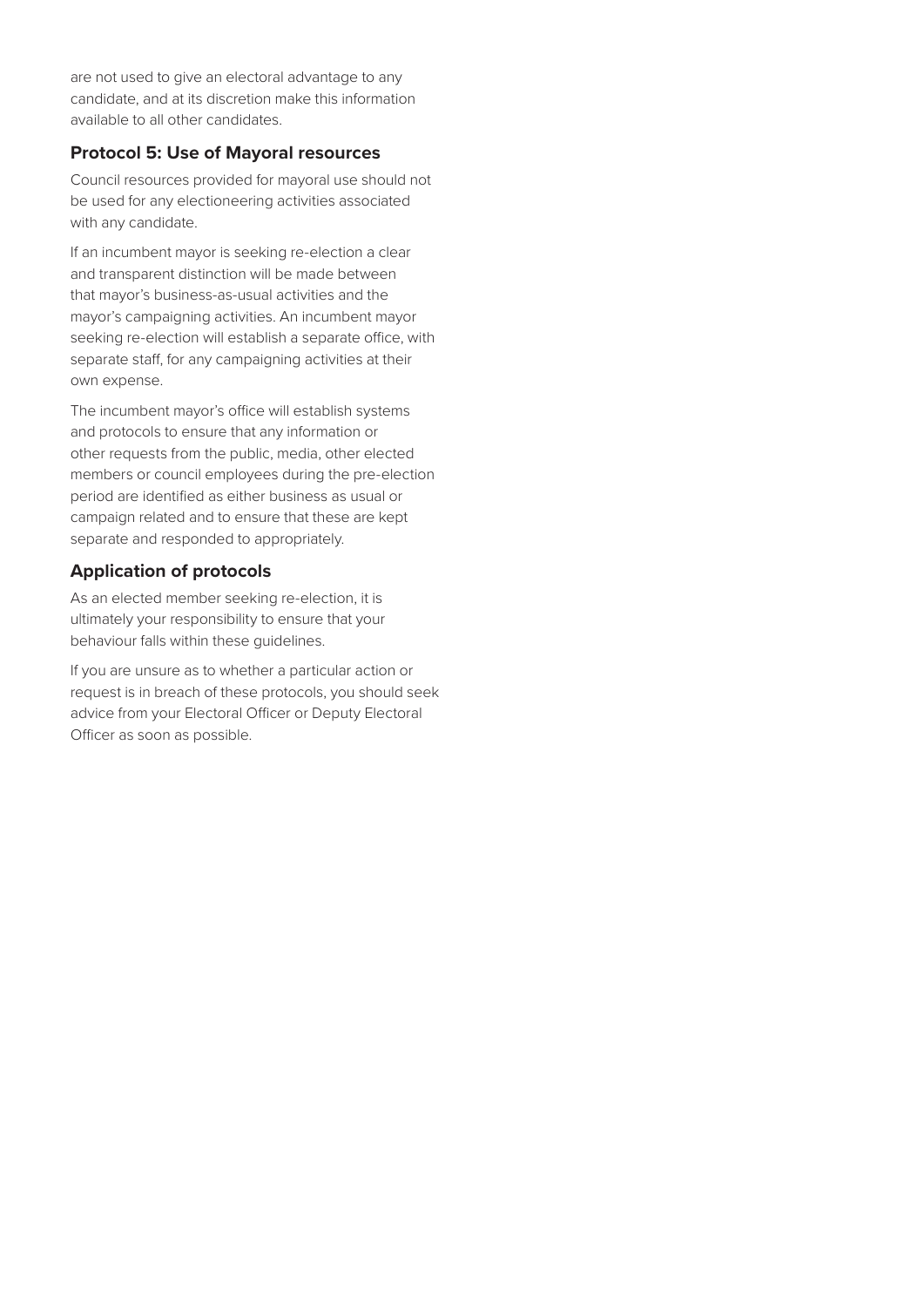are not used to give an electoral advantage to any candidate, and at its discretion make this information available to all other candidates.

### Protocol 5: Use of Mayoral resources

Council resources provided for mayoral use should not be used for any electioneering activities associated with any candidate.

If an incumbent mayor is seeking re-election a clear and transparent distinction will be made between that mayor's business-as-usual activities and the mayor's campaigning activities. An incumbent mayor seeking re-election will establish a separate office, with separate staff, for any campaigning activities at their own expense.

The incumbent mayor's office will establish systems and protocols to ensure that any information or other requests from the public, media, other elected members or council employees during the pre-election period are identified as either business as usual or campaign related and to ensure that these are kept separate and responded to appropriately.

### Application of protocols

As an elected member seeking re-election, it is ultimately your responsibility to ensure that your behaviour falls within these guidelines.

If you are unsure as to whether a particular action or request is in breach of these protocols, you should seek advice from your Electoral Officer or Deputy Electoral Officer as soon as possible.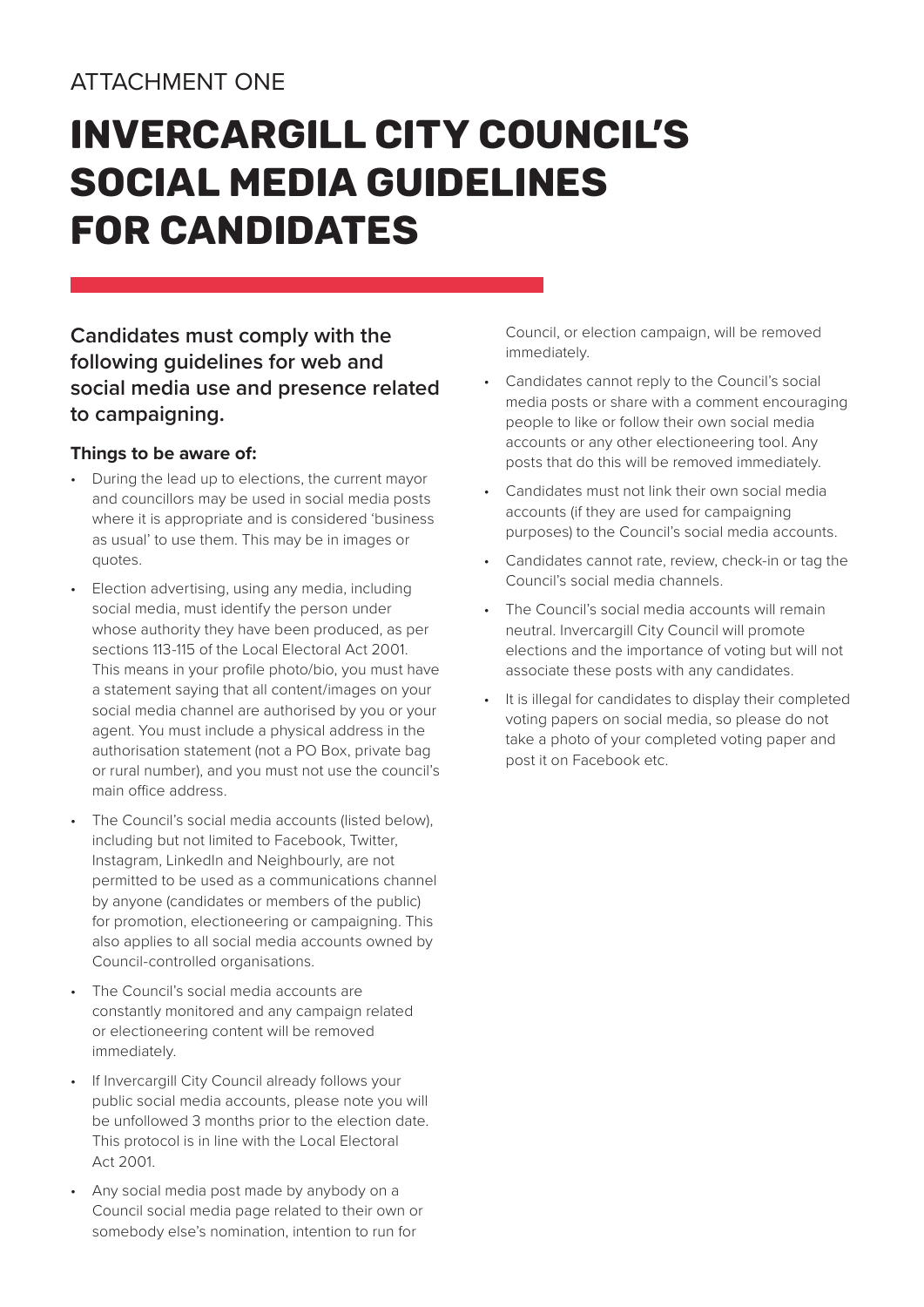ATTACHMENT ONE

# INVERCARGILL CITY COUNCIL'S SOCIAL MEDIA GUIDELINES FOR CANDIDATES

**Candidates must comply with the following guidelines for web and social media use and presence related to campaigning.**

**Things to be aware of:**

- During the lead up to elections, the current mayor and councillors may be used in social media posts where it is appropriate and is considered 'business as usual' to use them. This may be in images or quotes.
- Election advertising, using any media, including social media, must identify the person under whose authority they have been produced, as per sections 113-115 of the Local Electoral Act 2001. This means in your profile photo/bio, you must have a statement saying that all content/images on your social media channel are authorised by you or your agent. You must include a physical address in the authorisation statement (not a PO Box, private bag or rural number), and you must not use the council's main office address.
- The Council's social media accounts (listed below), including but not limited to Facebook, Twitter, Instagram, LinkedIn and Neighbourly, are not permitted to be used as a communications channel by anyone (candidates or members of the public) for promotion, electioneering or campaigning. This also applies to all social media accounts owned by Council-controlled organisations.
- The Council's social media accounts are constantly monitored and any campaign related or electioneering content will be removed immediately.
- If Invercargill City Council already follows your public social media accounts, please note you will be unfollowed 3 months prior to the election date. This protocol is in line with the Local Electoral Act 2001.
- Any social media post made by anybody on a Council social media page related to their own or somebody else's nomination, intention to run for Council, or election campaign, will be removed immediately.
- Candidates cannot reply to the Council's social media posts or share with a comment encouraging people to like or follow their own social media accounts or any other electioneering tool. Any posts that do this will be removed immediately.
- Candidates must not link their own social media accounts (if they are used for campaigning purposes) to the Council's social media accounts.
- Candidates cannot rate, review, check-in or tag the Council's social media channels.
- The Council's social media accounts will remain neutral. Invercargill City Council will promote elections and the importance of voting but will not associate these posts with any candidates.
- It is illegal for candidates to display their completed voting papers on social media, so please do not take a photo of your completed voting paper and post it on Facebook etc.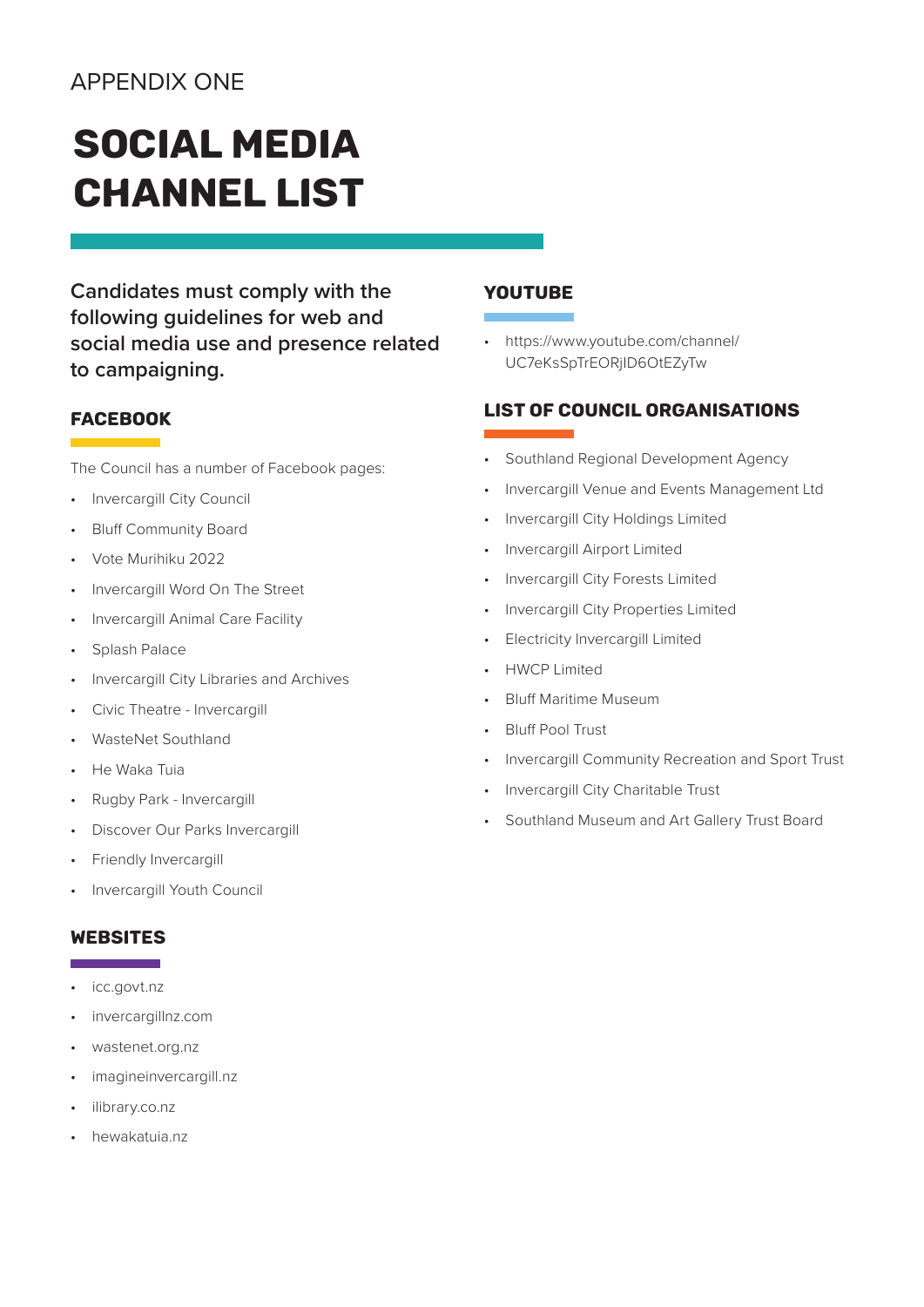APPENDIX ONE

# SOCIAL MEDIA CHANNEL LIST

**Candidates must comply with the following guidelines for web and social media use and presence related to campaigning.**

## FACEBOOK

The Council has a number of Facebook pages:

- Invercargill City Council
- Bluff Community Board
- Vote Murihiku 2022
- Invercargill Word On The Street
- Invercargill Animal Care Facility
- Splash Palace
- Invercargill City Libraries and Archives
- Civic Theatre - Invercargill
- WasteNet Southland
- He Waka Tuia
- Rugby Park - Invercargill
- Discover Our Parks Invercargill
- Friendly Invercargill
- Invercargill Youth Council

## WEBSITES

- icc.govt.nz
- invercargillnz.com
- wastenet.org.nz
- imagineinvercargill.nz
- ilibrary.co.nz
- hewakatuia.nz

## YOUTUBE

- https://www.youtube.com/channel/UC7eKsSpTrEORjID6OtEZyTw

## LIST OF COUNCIL ORGANISATIONS

- Southland Regional Development Agency
- Invercargill Venue and Events Management Ltd
- Invercargill City Holdings Limited
- Invercargill Airport Limited
- Invercargill City Forests Limited
- Invercargill City Properties Limited
- Electricity Invercargill Limited
- HWCP Limited
- Bluff Maritime Museum
- Bluff Pool Trust
- Invercargill Community Recreation and Sport Trust
- Invercargill City Charitable Trust
- Southland Museum and Art Gallery Trust Board